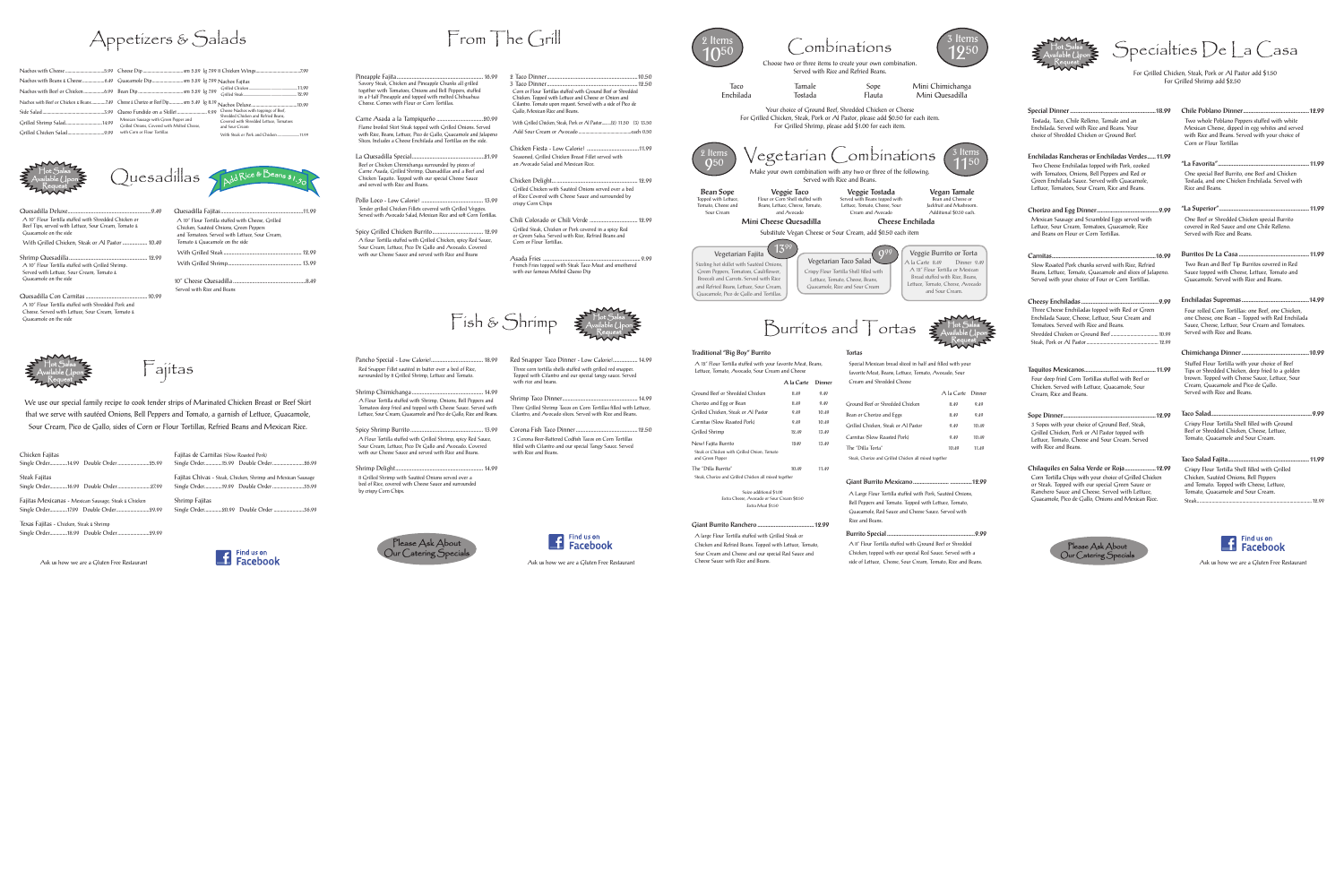# Appetizers & Salads

Nachos with Cheese...5.99
Nachos with Beans & Cheese...6.49
Nachos with Beef or Chicken...6.99
Nachos with Beef or Chicken & Beans...7.49
Side Salad...3.99
Grilled Shrimp Salad...14.99
Grilled Chicken Salad...9.99

Cheese Dip...sm 5.59 lg 7.99
Guacamole Dip...sm 5.59 lg 7.99
Bean Dip...sm 5.59 lg 7.99
Cheese & Chorizo or Beef Dip...sm 5.49 lg 8.19
Queso Fundido on a Skillet...8.99
Mexican Sausage with Green Pepper and Grilled Onions, Covered with Melted Cheese, with Corn or Flour Tortillas

Chicken Wings...7.99
Nachos Fajitas
Grilled Chicken...11.99
Grilled Steak...12.99
Nachos Deluxe...10.99
Cheese Nachos with toppings of Beef, Shredded Chicken and Refried Beans. Covered with Shredded Lettuce, Tomatoes and Sour Cream
With Steak or Pork and Chicken...11.99

# Quesadillas

Hot Salsa Available Upon Request

Add Rice & Beans $1.50

**Quesadilla Deluxe**...9.49
A 10" Flour Tortilla stuffed with Shredded Chicken or Beef Tips, served with Lettuce, Sour Cream, Tomato & Guacamole on the side
With Grilled Chicken, Steak or Al Pastor...10.49

**Shrimp Quesadilla**...12.99
A 10" Flour Tortilla stuffed with Grilled Shrimp. Served with Lettuce, Sour Cream, Tomato & Guacamole on the side

**Quesadilla Con Carnitas**...10.99
A 10" Flour Tortilla stuffed with Shredded Pork and Cheese. Served with Lettuce, Sour Cream, Tomato & Guacamole on the side

**Quesadilla Fajitas**...11.99
A 10" Flour Tortilla stuffed with Cheese, Grilled Chicken, Sauteed Onions, Green Peppers and Tomatoes. Served with Lettuce, Sour Cream, Tomato & Guacamole on the side
With Grilled Steak...12.99
With Grilled Shrimp...13.99

**10" Cheese Quesadilla**...8.49
Served with Rice and Beans

# Fajitas

Hot Salsa Available Upon Request

We use our special family recipe to cook tender strips of Marinated Chicken Breast or Beef Skirt that we serve with sautéed Onions, Bell Peppers and Tomato, a garnish of Lettuce, Guacamole, Sour Cream, Pico de Gallo, sides of Corn or Flour Tortillas, Refried Beans and Mexican Rice.

**Chicken Fajitas**
Single Order...14.99 Double Order...25.99

**Steak Fajitas**
Single Order...16.99 Double Order...27.99

**Fajitas Mexicanas** - Mexican Sausage, Steak & Chicken
Single Order...17.99 Double Order...29.99

**Texas Fajitas** - Chicken, Steak & Shrimp
Single Order...18.99 Double Order...29.99

**Fajitas de Carnitas** (Slow Roasted Pork)
Single Order...15.99 Double Order...26.99

**Fajitas Chivas** - Steak, Chicken, Shrimp and Mexican Sausage
Single Order...19.99 Double Order...35.99

**Shrimp Fajitas**
Single Order...20.99 Double Order...36.99

Ask us how we are a Gluten Free Restaurant

Find us on Facebook

# From The Grill

**Pineapple Fajita**...16.99
Savory Steak, Chicken and Pineapple Chunks all grilled together with Tomatoes, Onions and Bell Peppers, stuffed in a Half Pineapple and topped with melted Chihuahua Cheese. Comes with Flour or Corn Tortillas.

**Carne Asada a la Tampiqueño**...20.99
Flame broiled Skirt Steak topped with Grilled Onions. Served with Rice, Beans, Lettuce, Pico de Gallo, Guacamole and Jalapeno Slices. Includes a Cheese Enchilada and Tortillas on the side.

**La Quesadilla Special**...21.99
Beef or Chicken Chimichanga surrounded by pieces of Carne Asada, Grilled Shrimp, Quesadillas and a Beef and Chicken Taquito. Topped with our special Cheese Sauce and served with Rice and Beans.

**Pollo Loco - Low Calorie!**...13.99
Tender grilled Chicken Fillets covered with Grilled Veggies. Served with Avocado Salad, Mexican Rice and soft Corn Tortillas.

**Spicy Grilled Chicken Burrito**...12.99
A flour Tortilla stuffed with Grilled Chicken, spicy Red Sauce, Sour Cream, Lettuce, Pico De Gallo and Avocado. Covered with our Cheese Sauce and served with Rice and Beans

**2 Taco Dinner**...10.50
**3 Taco Dinner**...12.50
Corn or Flour Tortillas stuffed with Ground Beef or Shredded Chicken. Topped with Lettuce and Cheese or Onion and Cilantro. Tomato upon request. Served with a side of Pico de Gallo, Mexican Rice and Beans.
With Grilled Chicken, Steak, Pork or Al Pastor...(2) 11.50 (3) 13.50
Add Sour Cream or Avocado...each 0.50

**Chicken Fiesta - Low Calorie!**...11.99
Seasoned, Grilled Chicken Breast Fillet served with an Avocado Salad and Mexican Rice.

**Chicken Delight**...12.99
Grilled Chicken with Sautéed Onions served over a bed of Rice Covered with Cheese Sauce and surrounded by crispy Corn Chips

**Chili Colorado or Chili Verde**...12.99
Grilled Steak, Chicken or Pork covered in a spicy Red or Green Salsa. Served with Rice, Refried Beans and Corn or Flour Tortillas.

**Asada Fries**...9.99
French Fries topped with Steak Taco Meat and smothered with our famous Melted Queso Dip

# Fish & Shrimp

Hot Salsa Available Upon Request

**Pancho Special - Low Calorie!**...18.99
Red Snapper Fillet sautéed in butter over a bed of Rice, surrounded by 8 Grilled Shrimp, Lettuce and Tomato.

**Shrimp Chimichanga**...14.99
A Flour Tortilla stuffed with Shrimp, Onions, Bell Peppers and Tomatoes deep fried and topped with Cheese Sauce. Served with Lettuce, Sour Cream, Guacamole and Pico de Gallo, Rice and Beans.

**Spicy Shrimp Burrito**...13.99
A Flour Tortilla stuffed with Grilled Shrimp, spicy Red Sauce, Sour Cream, Lettuce, Pico De Gallo and Avocado. Covered with our Cheese Sauce and served with Rice and Beans.

**Shrimp Delight**...14.99
8 Grilled Shrimp with Sautéed Onions served over a bed of Rice, covered with Cheese Sauce and surrounded by crispy Corn Chips.

**Red Snapper Taco Dinner - Low Calorie!**...14.99
Three corn tortilla shells stuffed with grilled red snapper. Topped with Cilantro and our special tangy sauce. Served with rice and beans.

**Shrimp Taco Dinner**...14.99
Three Grilled Shrimp Tacos on Corn Tortillas filled with Lettuce, Cilantro, and Avocado slices. Served with Rice and Beans.

**Corona Fish Taco Dinner**...12.50
3 Corona Beer-Battered Codfish Tacos on Corn Tortillas filled with Cilantro and our special Tangy Sauce. Served with Rice and Beans.

Please Ask About Our Catering Specials

Find us on Facebook

Ask us how we are a Gluten Free Restaurant

# Combinations

2 Items 10.50 — 3 Items 12.50

Choose two or three items to create your own combination. Served with Rice and Refried Beans.

Taco, Enchilada, Tamale, Tostada, Sope, Flauta, Mini Chimichanga, Mini Quesadilla

Your choice of Ground Beef, Shredded Chicken or Cheese
For Grilled Chicken, Steak, Pork or Al Pastor, please add $0.50 for each item.
For Grilled Shrimp, please add $1.00 for each item.

# Vegetarian Combinations

2 Items 9.50 — 3 Items 11.50

Make your own combination with any two or three of the following. Served with Rice and Beans.

**Bean Sope** — Topped with Lettuce, Tomato, Cheese and Sour Cream
**Veggie Taco** — Flour or Corn Shell stuffed with Beans, Lettuce, Cheese, Tomato, and Avocado
**Veggie Tostada** — Served with Beans topped with Lettuce, Tomato, Cheese, Sour Cream and Avocado
**Vegan Tamale** — Bean and Cheese or Jackfruit and Mushrooms. Additional $0.50 each.
**Mini Cheese Quesadilla**
**Cheese Enchilada**

Substitute Vegan Cheese or Sour Cream, add $0.50 each item

**Vegetarian Fajita** 13.99
Sizzling hot skillet with Sautéed Onions, Green Peppers, Tomatoes, Cauliflower, Broccoli and Carrots. Served with Rice and Refried Beans, Lettuce, Sour Cream, Guacamole, Pico de Gallo and Tortillas.

**Vegetarian Taco Salad** 9.99
Crispy Flour Tortilla Shell filled with Lettuce, Tomato, Cheese, Beans, Guacamole, Rice and Sour Cream

**Veggie Burrito or Torta**
A la Carte 8.49 Dinner 9.49
A 10" Flour Tortilla or Mexican Bread stuffed with Rice, Beans, Lettuce, Tomato, Cheese, Avocado and Sour Cream.

# Burritos and Tortas

Hot Salsa Available Upon Request

**Traditional "Big Boy" Burrito**
A 13" Flour Tortilla stuffed with your favorite Meat, Beans, Lettuce, Tomato, Avocado, Sour Cream and Cheese

| | A la Carte | Dinner |
|---|---|---|
| Ground Beef or Shredded Chicken | 8.49 | 9.49 |
| Chorizo and Egg or Bean | 8.49 | 9.49 |
| Grilled Chicken, Steak or Al Pastor | 9.49 | 10.49 |
| Carnitas (Slow Roasted Pork) | 9.49 | 10.49 |
| Grilled Shrimp | 12.49 | 13.49 |
| New! Fajita Burrito (Steak or Chicken with Grilled Onion, Tomato and Green Pepper) | 10.49 | 13.49 |
| The "Dilla Burrito" (Steak, Chorizo and Grilled Chicken all mixed together) | 10.49 | 11.49 |

Sides additional $1.09
Extra Cheese, Avocado or Sour Cream $0.50
Extra Meat $1.50

**Tortas**
Special Mexican bread sliced in half and filled with your favorite Meat, Beans, Lettuce, Tomato, Avocado, Sour Cream and Shredded Cheese

| | A la Carte | Dinner |
|---|---|---|
| Ground Beef or Shredded Chicken | 8.49 | 9.49 |
| Bean or Chorizo and Eggs | 8.49 | 9.49 |
| Grilled Chicken, Steak or Al Pastor | 9.49 | 10.49 |
| Carnitas (Slow Roasted Pork) | 9.49 | 10.49 |
| The "Dilla Torta" (Steak, Chorizo and Grilled Chicken all mixed together) | 10.49 | 11.49 |

**Giant Burrito Ranchero**...12.99
A large Flour Tortilla stuffed with Grilled Steak or Chicken and Refried Beans. Topped with Lettuce, Tomato, Sour Cream and Cheese and our special Red Sauce and Cheese Sauce with Rice and Beans.

**Giant Burrito Mexicano**...12.99
A Large Flour Tortilla stuffed with Pork, Sautéed Onions, Bell Peppers and Tomato. Topped with Lettuce, Tomato, Guacamole, Red Sauce and Cheese Sauce. Served with Rice and Beans.

**Burrito Special**...9.99
A 11" Flour Tortilla stuffed with Ground Beef or Shredded Chicken, topped with our special Red Sauce. Served with a side of Lettuce, Cheese, Sour Cream, Tomato, Rice and Beans.

# Specialties De La Casa

Hot Salsa Available Upon Request

For Grilled Chicken, Steak, Pork or Al Pastor add $1.50
For Grilled Shrimp add $2.50

**Special Dinner**...18.99
Tostada, Taco, Chile Relleno, Tamale and an Enchilada. Served with Rice and Beans. Your choice of Shredded Chicken or Ground Beef.

**Enchiladas Rancheras or Enchiladas Verdes**...11.99
Two Cheese Enchiladas topped with Pork, cooked with Tomatoes, Onions, Bell Peppers and Red or Green Enchilada Sauce. Served with Guacamole, Lettuce, Tomatoes, Sour Cream, Rice and Beans.

**Chorizo and Egg Dinner**...9.99
Mexican Sausage and Scrambled Eggs served with Lettuce, Sour Cream, Tomatoes, Guacamole, Rice and Beans on Flour or Corn Tortillas.

**Carnitas**...16.99
Slow Roasted Pork chunks served with Rice, Refried Beans, Lettuce, Tomato, Guacamole and slices of Jalapeno. Served with your choice of Four or Corn Tortillas.

**Cheesy Enchiladas**...9.99
Three Cheese Enchiladas topped with Red or Green Enchilada Sauce, Cheese, Lettuce, Sour Cream and Tomatoes. Served with Rice and Beans.
Shredded Chicken or Ground Beef...10.99
Steak, Pork or Al Pastor...12.99

**Taquitos Mexicanos**...11.99
Four deep fried Corn Tortillas stuffed with Beef or Chicken. Served with Lettuce, Guacamole, Sour Cream, Rice and Beans.

**Sope Dinner**...12.99
3 Sopes with your choice of Ground Beef, Steak, Grilled Chicken, Pork or Al Pastor topped with Lettuce, Tomato, Cheese and Sour Cream. Served with Rice and Beans.

**Chilaquiles en Salsa Verde or Roja**...12.99
Corn Tortilla Chips with your choice of Grilled Chicken or Steak. Topped with our special Green Sauce or Ranchero Sauce and Cheese. Served with Lettuce, Guacamole, Pico de Gallo, Onions and Mexican Rice.

**Chile Poblano Dinner**...12.99
Two whole Poblano Peppers stuffed with white Mexican Cheese, dipped in egg whites and served with Rice and Beans. Served with your choice of Corn or Flour Tortillas

**"La Favorita"**...11.99
One special Beef Burrito, one Beef and Chicken Tostada, and one Chicken Enchilada. Served with Rice and Beans.

**"La Superior"**...11.99
One Beef or Shredded Chicken special Burrito covered in Red Sauce and one Chile Relleno. Served with Rice and Beans.

**Burritos De La Casa**...11.99
Two Bean and Beef Tip Burritos covered in Red Sauce topped with Cheese, Lettuce, Tomato and Guacamole. Served with Rice and Beans.

**Enchiladas Supremas**...14.99
Four rolled Corn Tortillas: one Beef, one Chicken, one Cheese, one Bean - Topped with Red Enchilada Sauce, Cheese, Lettuce, Sour Cream and Tomatoes. Served with Rice and Beans.

**Chimichanga Dinner**...10.99
Stuffed Flour Tortilla with your choice of Beef Tips or Shredded Chicken, deep fried to a golden brown. Topped with Cheese Sauce, Lettuce, Sour Cream, Guacamole and Pico de Gallo. Served with Rice and Beans.

**Taco Salad**...9.99
Crispy Flour Tortilla Shell filled with Ground Beef or Shredded Chicken, Cheese, Lettuce, Tomato, Guacamole and Sour Cream.

**Taco Salad Fajita**...11.99
Crispy Flour Tortilla Shell filled with Grilled Chicken, Sautéed Onions, Bell Peppers and Tomato. Topped with Cheese, Lettuce, Tomato, Guacamole and Sour Cream.
Steak...12.99

Please Ask About Our Catering Specials

Find us on Facebook

Ask us how we are a Gluten Free Restaurant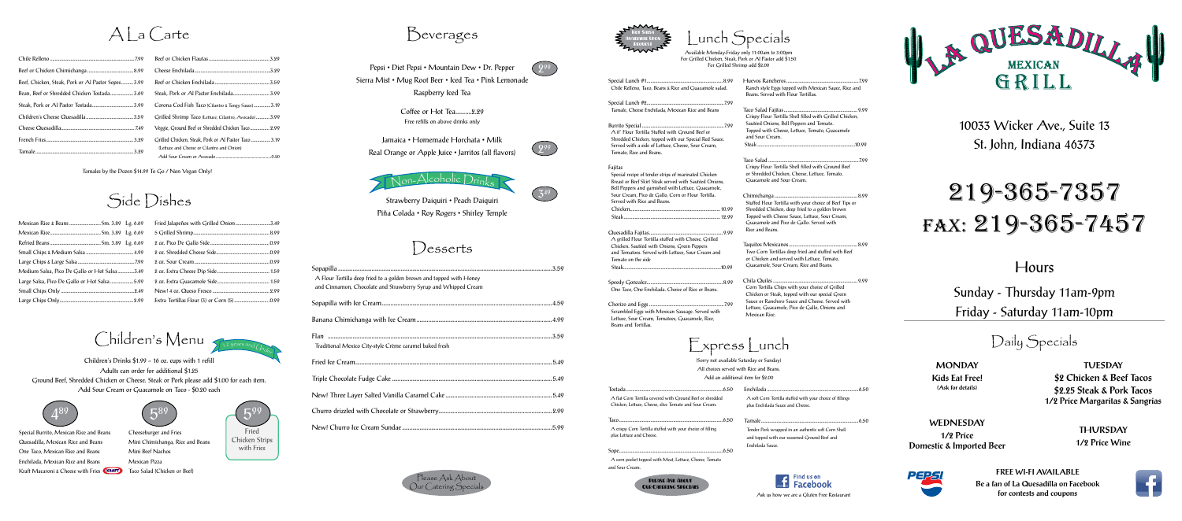# A La Carte

| | | | |
|---|---|---|---|
| Chile Relleno | 7.99 | Beef or Chicken Flautas | 3.29 |
| Beef or Chicken Chimichanga | 8.99 | Cheese Enchilada | 3.29 |
| Beef, Chicken, Steak, Pork or Al Pastor Sopes | 3.99 | Beef or Chicken Enchilada | 3.59 |
| Bean, Beef or Shredded Chicken Tostada | 3.69 | Steak, Pork or Al Pastor Enchilada | 3.99 |
| Steak, Pork or Al Pastor Tostada | 3.99 | Corona Cod Fish Taco (Cilantro & Tangy Sauce) | 3.19 |
| Children's Cheese Quesadilla | 3.59 | Grilled Shrimp Taco (Lettuce, Cilantro, Avocado) | 3.99 |
| Cheese Quesadilla | 7.49 | Veggie, Ground Beef or Shredded Chicken Taco | 2.99 |
| French Fries | 3.29 | Grilled Chicken, Steak, Pork or Al Pastor Taco (Lettuce and Cheese or Cilantro and Onion) | 3.19 |
| Tamale | 3.29 | Add Sour Cream or Avocado | 0.20 |

Tamales by the Dozen $14.99 To Go / Non Vegan Only!

# Side Dishes

| | | | |
|---|---|---|---|
| Mexican Rice & Beans | Sm. 3.89 Lg. 6.69 | Fried Jalapeños with Grilled Onion | 3.49 |
| Mexican Rice | Sm. 3.89 Lg. 6.69 | 5 Grilled Shrimp | 8.99 |
| Refried Beans | Sm. 3.89 Lg. 6.69 | 2 oz. Pico De Gallo Side | 0.99 |
| Small Chips & Medium Salsa | 4.99 | 2 oz. Shredded Cheese Side | 0.99 |
| Large Chips & Large Salsa | 7.99 | 2 oz. Sour Cream | 0.99 |
| Medium Salsa, Pico De Gallo or Hot Salsa | 3.49 | 2 oz. Extra Cheese Dip Side | 1.59 |
| Large Salsa, Pico De Gallo or Hot Salsa | 5.99 | 2 oz. Extra Guacamole Side | 1.59 |
| Small Chips Only | 2.49 | New! 4 oz. Queso Fresco | 2.99 |
| Large Chips Only | 2.99 | Extra Tortillas Flour (3) or Corn (5) | 0.99 |

# Children's Menu

12 years and Under

Children's Drinks $1.99 - 16 oz. cups with 1 refill
Adults can order for additional $1.25
Ground Beef, Shredded Chicken or Cheese. Steak or Pork please add $1.00 for each item.
Add Sour Cream or Guacamole on Taco - $0.20 each

**4.89**

- Special Burrito, Mexican Rice and Beans
- Quesadilla, Mexican Rice and Beans
- One Taco, Mexican Rice and Beans
- Enchilada, Mexican Rice and Beans
- Kraft Macaroni & Cheese with Fries

**5.89**

- Cheeseburger and Fries
- Mini Chimichanga, Rice and Beans
- Mini Beef Nachos
- Mexican Pizza
- Taco Salad (Chicken or Beef)

**5.99**

Fried Chicken Strips with Fries

# Beverages

Pepsi • Diet Pepsi • Mountain Dew • Dr. Pepper
Sierra Mist • Mug Root Beer • Iced Tea • Pink Lemonade
Raspberry Iced Tea — 2.99

Coffee or Hot Tea — 2.29
Free refills on above drinks only

Jamaica • Homemade Horchata • Milk
Real Orange or Apple Juice • Jarritos (all flavors) — 2.99

## Non-Alcoholic Drinks — 3.49

Strawberry Daiquiri • Peach Daiquiri
Piña Colada • Roy Rogers • Shirley Temple

# Desserts

| | |
|---|---|
| Sopapilla — A Flour Tortilla deep fried to a golden brown and topped with Honey and Cinnamon, Chocolate and Strawberry Syrup and Whipped Cream | 3.59 |
| Sopapilla with Ice Cream | 4.59 |
| Banana Chimichanga with Ice Cream | 4.99 |
| Flan — Traditional Mexico City-style Crème caramel baked fresh | 3.59 |
| Fried Ice Cream | 5.49 |
| Triple Chocolate Fudge Cake | 5.49 |
| New! Three Layer Salted Vanilla Caramel Cake | 5.49 |
| Churro drizzled with Chocolate or Strawberry | 2.99 |
| New! Churro Ice Cream Sundae | 5.99 |

Please Ask About Our Catering Specials

# Lunch Specials

Hot Salsa Available Upon Request

Available Monday-Friday only 11:00am to 3:00pm
For Grilled Chicken, Steak, Pork or Al Pastor add $1.50
For Grilled Shrimp add $2.00

**Special Lunch #1** — 8.99
Chile Relleno, Taco, Beans & Rice and Guacamole salad.

**Special Lunch #2** — 7.99
Tamale, Cheese Enchilada, Mexican Rice and Beans

**Burrito Special** — 7.99
A 8" Flour Tortilla Stuffed with Ground Beef or Shredded Chicken, topped with our Special Red Sauce. Served with a side of Lettuce, Cheese, Sour Cream, Tomato, Rice and Beans.

**Fajitas**
Special recipe of tender strips of marinated Chicken Breast or Beef Skirt Steak served with Sautéed Onions, Bell Peppers and garnished with Lettuce, Guacamole, Sour Cream, Pico de Gallo, Corn or Flour Tortilla. Served with Rice and Beans.
Chicken — 10.99
Steak — 12.99

**Quesadilla Fajitas** — 9.99
A grilled Flour Tortilla stuffed with Cheese, Grilled Chicken, Sautéed with Onions, Green Peppers and Tomatoes. Served with Lettuce, Sour Cream and Tomato on the side
Steak — 10.99

**Speedy Gonzalez** — 8.99
One Taco, One Enchilada. Choice of Rice or Beans.

**Chorizo and Eggs** — 7.99
Scrambled Eggs with Mexican Sausage, Served with Lettuce, Sour Cream, Tomatoes, Guacamole, Rice, Beans and Tortillas.

**Huevos Rancheros** — 7.99
Ranch style Eggs topped with Mexican Sauce, Rice and Beans. Served with Flour Tortillas.

**Taco Salad Fajitas** — 9.99
Crispy Flour Tortilla Shell filled with Grilled Chicken, Sautéed Onions, Bell Peppers and Tomato. Topped with Cheese, Lettuce, Tomato, Guacamole and Sour Cream.
Steak — 10.99

**Taco Salad** — 7.99
Crispy Flour Tortilla Shell filled with Ground Beef or Shredded Chicken, Cheese, Lettuce, Tomato, Guacamole and Sour Cream.

**Chimichanga** — 8.99
Stuffed Flour Tortilla with your choice of Beef Tips or Shredded Chicken, deep fried to a golden brown Topped with Cheese Sauce, Lettuce, Sour Cream, Guacamole and Pico de Gallo. Served with Rice and Beans.

**Taquitos Mexicanos** — 8.99
Two Corn Tortillas deep fried and stuffed with Beef or Chicken and served with Lettuce, Tomato, Guacamole, Sour Cream, Rice and Beans.

**Chila Quiles** — 9.99
Corn Tortilla Chips with your choice of Grilled Chicken or Steak, topped with our special Green Sauce or Ranchero Sauce and Cheese. Served with Lettuce, Guacamole, Pico de Gallo, Onions and Mexican Rice.

# Express Lunch

(Sorry not available Saturday or Sunday)
All choices served with Rice and Beans.
Add an additional item for $2.00

**Tostada** — 6.50
A flat Corn Tortilla covered with Ground Beef or shredded Chicken, Lettuce, Cheese, slice Tomato and Sour Cream.

**Taco** — 6.50
A crispy Corn Tortilla stuffed with your choice of filling plus Lettuce and Cheese.

**Sope** — 6.50
A corn pocket topped with Meat, Lettuce, Cheese, Tomato and Sour Cream.

**Enchilada** — 6.50
A soft Corn Tortilla stuffed with your choice of fillings plus Enchilada Sauce and Cheese.

**Tamale** — 6.50
Tender Pork wrapped in an authentic soft Corn Shell and topped with our seasoned Ground Beef and Enchilada Sauce.

Please Ask About Our Catering Specials

Find us on Facebook

Ask us how we are a Gluten Free Restaurant

# La Quesadilla Mexican Grill

10033 Wicker Ave., Suite 13
St. John, Indiana 46373

## 219-365-7357
## Fax: 219-365-7457

## Hours

Sunday - Thursday 11am-9pm
Friday - Saturday 11am-10pm

## Daily Specials

**MONDAY**
Kids Eat Free!
(Ask for details)

**TUESDAY**
$2 Chicken & Beef Tacos
$2.25 Steak & Pork Tacos
1/2 Price Margaritas & Sangrias

**WEDNESDAY**
1/2 Price
Domestic & Imported Beer

**THURSDAY**
1/2 Price Wine

**FREE WI-FI AVAILABLE**
Be a fan of La Quesadilla on Facebook for contests and coupons